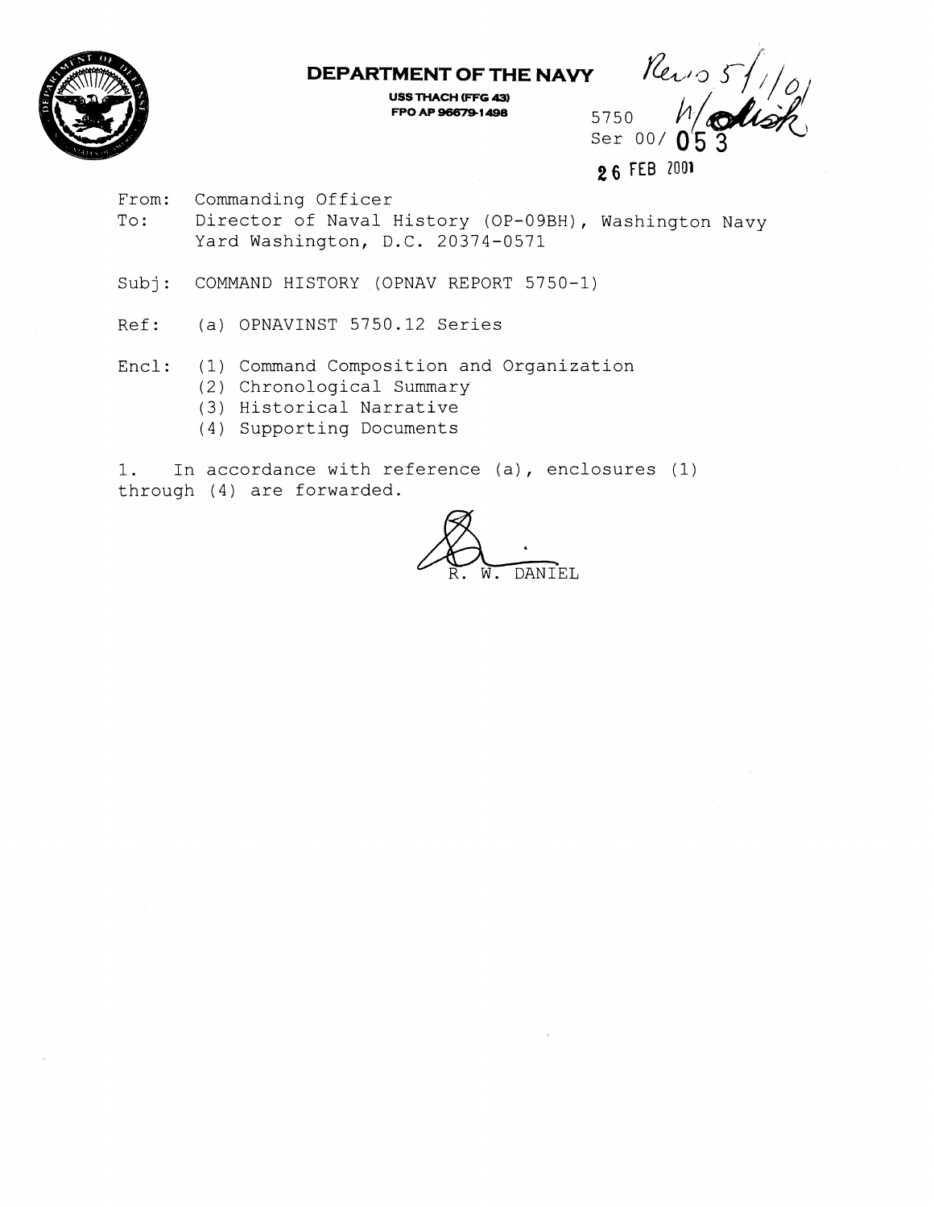**DEPARTMENT OF THE NAVY**

USS THACH (FFG 43)
FPO AP 96679-1498

Revd 5/1/01 W/disk

5750
Ser 00/ 053

26 FEB 2001

From: Commanding Officer
To: Director of Naval History (OP-09BH), Washington Navy Yard Washington, D.C. 20374-0571

Subj: COMMAND HISTORY (OPNAV REPORT 5750-1)

Ref: (a) OPNAVINST 5750.12 Series

Encl: (1) Command Composition and Organization
(2) Chronological Summary
(3) Historical Narrative
(4) Supporting Documents

1. In accordance with reference (a), enclosures (1) through (4) are forwarded.

R. W. DANIEL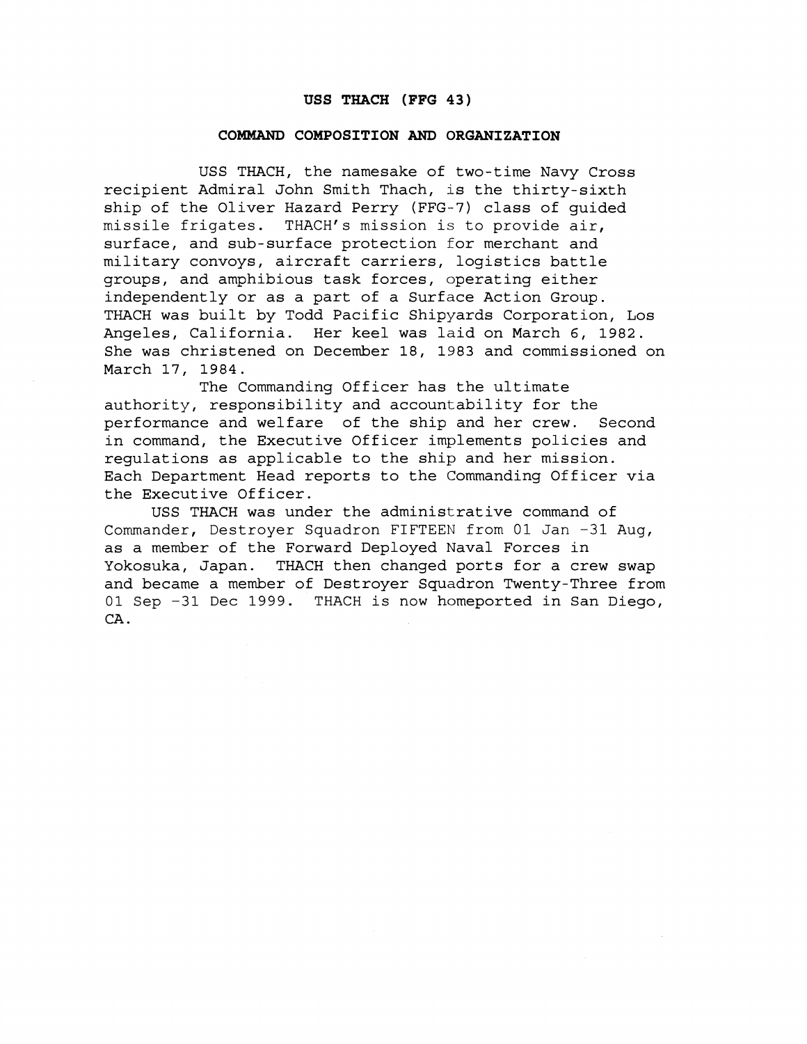# USS THACH (FFG 43)

## COMMAND COMPOSITION AND ORGANIZATION

USS THACH, the namesake of two-time Navy Cross recipient Admiral John Smith Thach, is the thirty-sixth ship of the Oliver Hazard Perry (FFG-7) class of guided missile frigates. THACH's mission is to provide air, surface, and sub-surface protection for merchant and military convoys, aircraft carriers, logistics battle groups, and amphibious task forces, operating either independently or as a part of a Surface Action Group. THACH was built by Todd Pacific Shipyards Corporation, Los Angeles, California. Her keel was laid on March 6, 1982. She was christened on December 18, 1983 and commissioned on March 17, 1984.

The Commanding Officer has the ultimate authority, responsibility and accountability for the performance and welfare of the ship and her crew. Second in command, the Executive Officer implements policies and regulations as applicable to the ship and her mission. Each Department Head reports to the Commanding Officer via the Executive Officer.

USS THACH was under the administrative command of Commander, Destroyer Squadron FIFTEEN from 01 Jan -31 Aug, as a member of the Forward Deployed Naval Forces in Yokosuka, Japan. THACH then changed ports for a crew swap and became a member of Destroyer Squadron Twenty-Three from 01 Sep -31 Dec 1999. THACH is now homeported in San Diego, CA.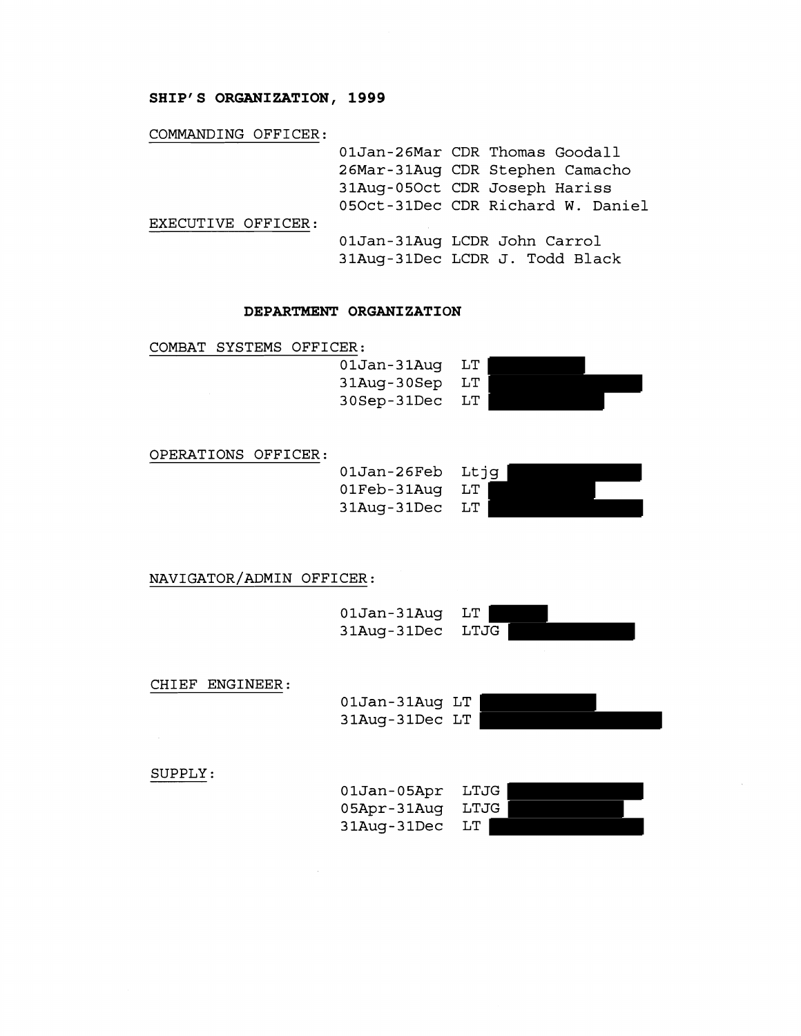**SHIP'S ORGANIZATION, 1999**

COMMANDING OFFICER:

01Jan-26Mar CDR Thomas Goodall
26Mar-31Aug CDR Stephen Camacho
31Aug-05Oct CDR Joseph Hariss
05Oct-31Dec CDR Richard W. Daniel

EXECUTIVE OFFICER:

01Jan-31Aug LCDR John Carrol
31Aug-31Dec LCDR J. Todd Black

**DEPARTMENT ORGANIZATION**

COMBAT SYSTEMS OFFICER:

01Jan-31Aug LT [REDACTED]
31Aug-30Sep LT [REDACTED]
30Sep-31Dec LT [REDACTED]

OPERATIONS OFFICER:

01Jan-26Feb Ltjg [REDACTED]
01Feb-31Aug LT [REDACTED]
31Aug-31Dec LT [REDACTED]

NAVIGATOR/ADMIN OFFICER:

01Jan-31Aug LT [REDACTED]
31Aug-31Dec LTJG [REDACTED]

CHIEF ENGINEER:

01Jan-31Aug LT [REDACTED]
31Aug-31Dec LT [REDACTED]

SUPPLY:

01Jan-05Apr LTJG [REDACTED]
05Apr-31Aug LTJG [REDACTED]
31Aug-31Dec LT [REDACTED]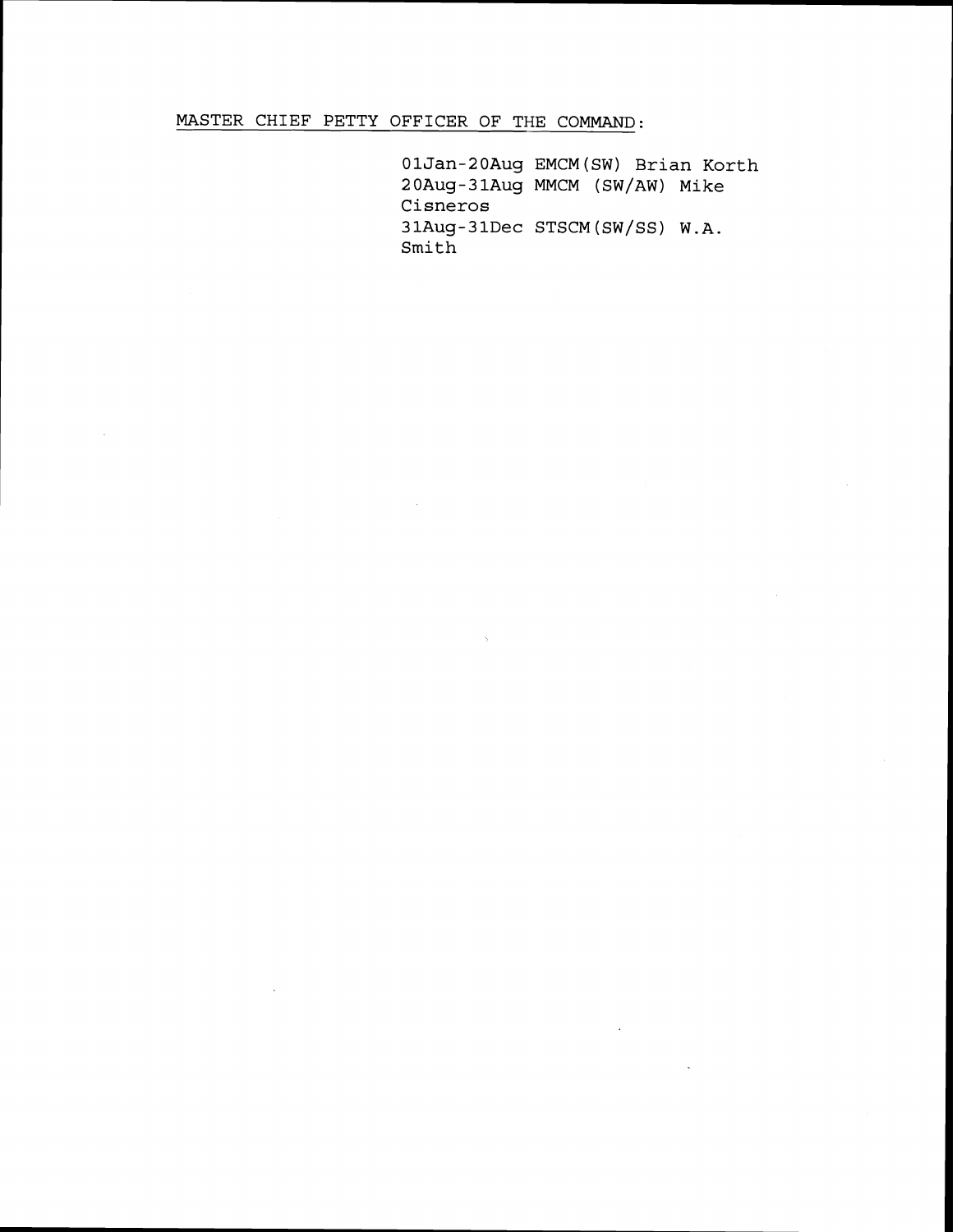MASTER CHIEF PETTY OFFICER OF THE COMMAND:

01Jan-20Aug EMCM(SW) Brian Korth
20Aug-31Aug MMCM (SW/AW) Mike Cisneros
31Aug-31Dec STSCM(SW/SS) W.A. Smith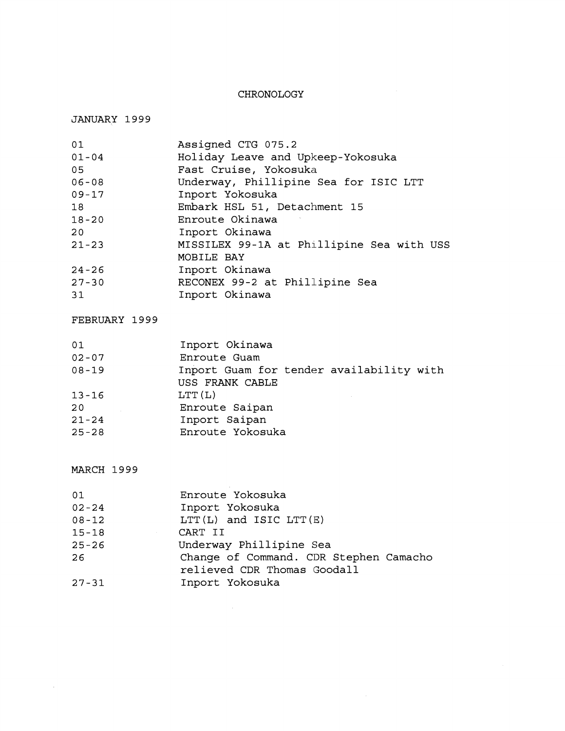# CHRONOLOGY

## JANUARY 1999

| | |
|---|---|
| 01 | Assigned CTG 075.2 |
| 01-04 | Holiday Leave and Upkeep-Yokosuka |
| 05 | Fast Cruise, Yokosuka |
| 06-08 | Underway, Phillipine Sea for ISIC LTT |
| 09-17 | Inport Yokosuka |
| 18 | Embark HSL 51, Detachment 15 |
| 18-20 | Enroute Okinawa |
| 20 | Inport Okinawa |
| 21-23 | MISSILEX 99-1A at Phillipine Sea with USS MOBILE BAY |
| 24-26 | Inport Okinawa |
| 27-30 | RECONEX 99-2 at Phillipine Sea |
| 31 | Inport Okinawa |

## FEBRUARY 1999

| | |
|---|---|
| 01 | Inport Okinawa |
| 02-07 | Enroute Guam |
| 08-19 | Inport Guam for tender availability with USS FRANK CABLE |
| 13-16 | LTT(L) |
| 20 | Enroute Saipan |
| 21-24 | Inport Saipan |
| 25-28 | Enroute Yokosuka |

## MARCH 1999

| | |
|---|---|
| 01 | Enroute Yokosuka |
| 02-24 | Inport Yokosuka |
| 08-12 | LTT(L) and ISIC LTT(E) |
| 15-18 | CART II |
| 25-26 | Underway Phillipine Sea |
| 26 | Change of Command. CDR Stephen Camacho relieved CDR Thomas Goodall |
| 27-31 | Inport Yokosuka |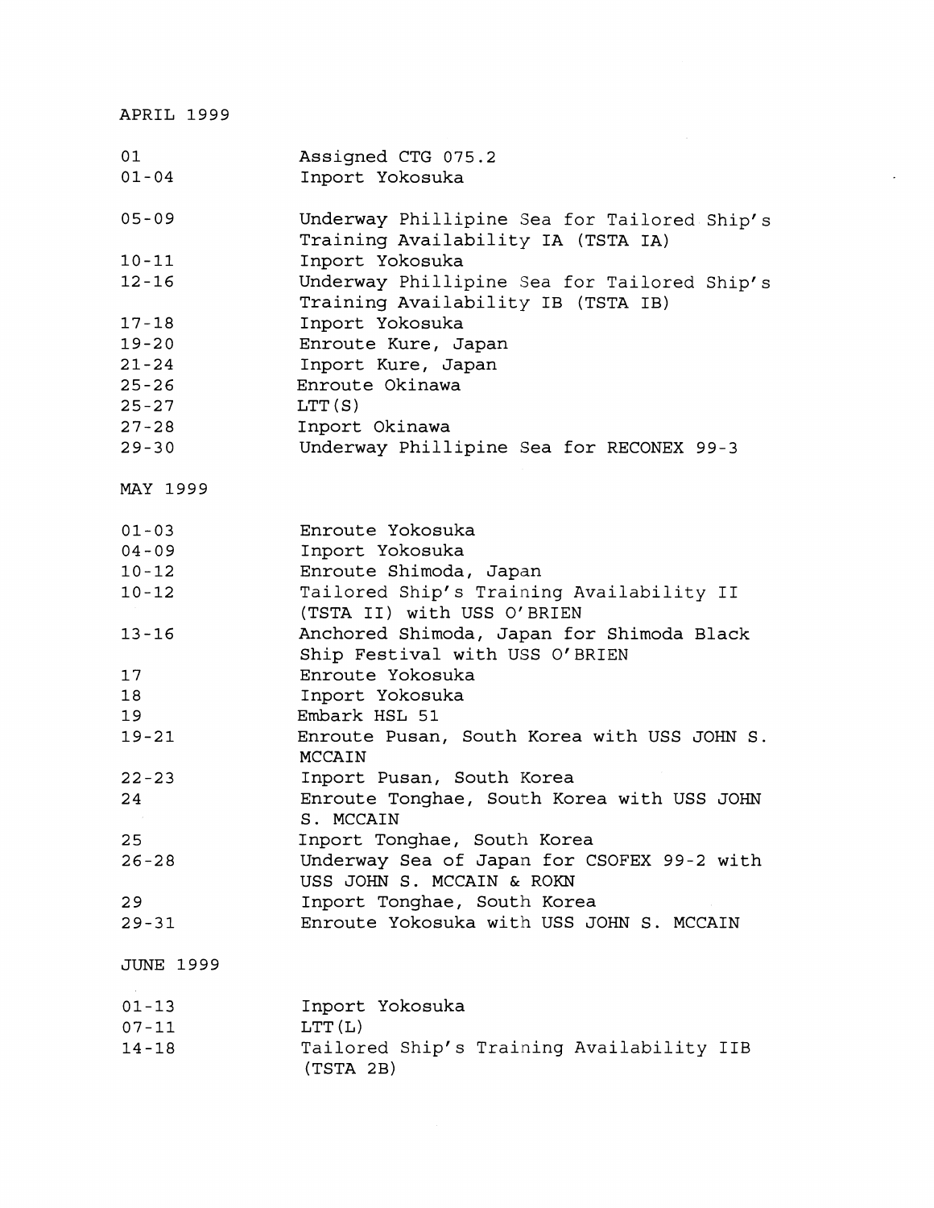APRIL 1999

| | |
|---|---|
| 01 | Assigned CTG 075.2 |
| 01-04 | Inport Yokosuka |
| 05-09 | Underway Phillipine Sea for Tailored Ship's Training Availability IA (TSTA IA) |
| 10-11 | Inport Yokosuka |
| 12-16 | Underway Phillipine Sea for Tailored Ship's Training Availability IB (TSTA IB) |
| 17-18 | Inport Yokosuka |
| 19-20 | Enroute Kure, Japan |
| 21-24 | Inport Kure, Japan |
| 25-26 | Enroute Okinawa |
| 25-27 | LTT(S) |
| 27-28 | Inport Okinawa |
| 29-30 | Underway Phillipine Sea for RECONEX 99-3 |

MAY 1999

| | |
|---|---|
| 01-03 | Enroute Yokosuka |
| 04-09 | Inport Yokosuka |
| 10-12 | Enroute Shimoda, Japan |
| 10-12 | Tailored Ship's Training Availability II (TSTA II) with USS O'BRIEN |
| 13-16 | Anchored Shimoda, Japan for Shimoda Black Ship Festival with USS O'BRIEN |
| 17 | Enroute Yokosuka |
| 18 | Inport Yokosuka |
| 19 | Embark HSL 51 |
| 19-21 | Enroute Pusan, South Korea with USS JOHN S. MCCAIN |
| 22-23 | Inport Pusan, South Korea |
| 24 | Enroute Tonghae, South Korea with USS JOHN S. MCCAIN |
| 25 | Inport Tonghae, South Korea |
| 26-28 | Underway Sea of Japan for CSOFEX 99-2 with USS JOHN S. MCCAIN & ROKN |
| 29 | Inport Tonghae, South Korea |
| 29-31 | Enroute Yokosuka with USS JOHN S. MCCAIN |

JUNE 1999

| | |
|---|---|
| 01-13 | Inport Yokosuka |
| 07-11 | LTT(L) |
| 14-18 | Tailored Ship's Training Availability IIB (TSTA 2B) |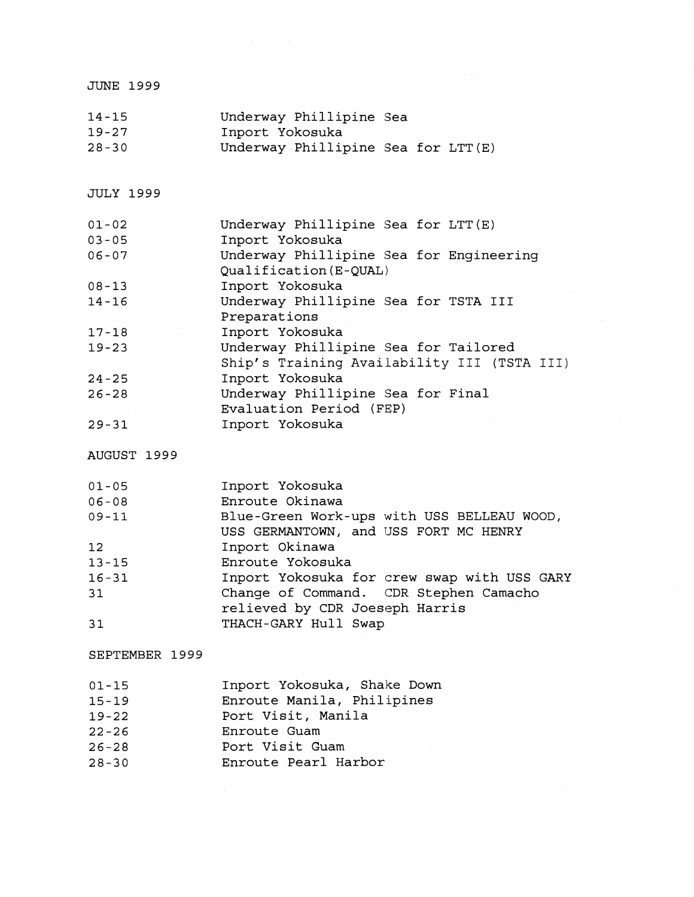JUNE 1999

| | |
|---|---|
| 14-15 | Underway Phillipine Sea |
| 19-27 | Inport Yokosuka |
| 28-30 | Underway Phillipine Sea for LTT(E) |

JULY 1999

| | |
|---|---|
| 01-02 | Underway Phillipine Sea for LTT(E) |
| 03-05 | Inport Yokosuka |
| 06-07 | Underway Phillipine Sea for Engineering Qualification(E-QUAL) |
| 08-13 | Inport Yokosuka |
| 14-16 | Underway Phillipine Sea for TSTA III Preparations |
| 17-18 | Inport Yokosuka |
| 19-23 | Underway Phillipine Sea for Tailored Ship's Training Availability III (TSTA III) |
| 24-25 | Inport Yokosuka |
| 26-28 | Underway Phillipine Sea for Final Evaluation Period (FEP) |
| 29-31 | Inport Yokosuka |

AUGUST 1999

| | |
|---|---|
| 01-05 | Inport Yokosuka |
| 06-08 | Enroute Okinawa |
| 09-11 | Blue-Green Work-ups with USS BELLEAU WOOD, USS GERMANTOWN, and USS FORT MC HENRY |
| 12 | Inport Okinawa |
| 13-15 | Enroute Yokosuka |
| 16-31 | Inport Yokosuka for crew swap with USS GARY |
| 31 | Change of Command. CDR Stephen Camacho relieved by CDR Joeseph Harris |
| 31 | THACH-GARY Hull Swap |

SEPTEMBER 1999

| | |
|---|---|
| 01-15 | Inport Yokosuka, Shake Down |
| 15-19 | Enroute Manila, Philipines |
| 19-22 | Port Visit, Manila |
| 22-26 | Enroute Guam |
| 26-28 | Port Visit Guam |
| 28-30 | Enroute Pearl Harbor |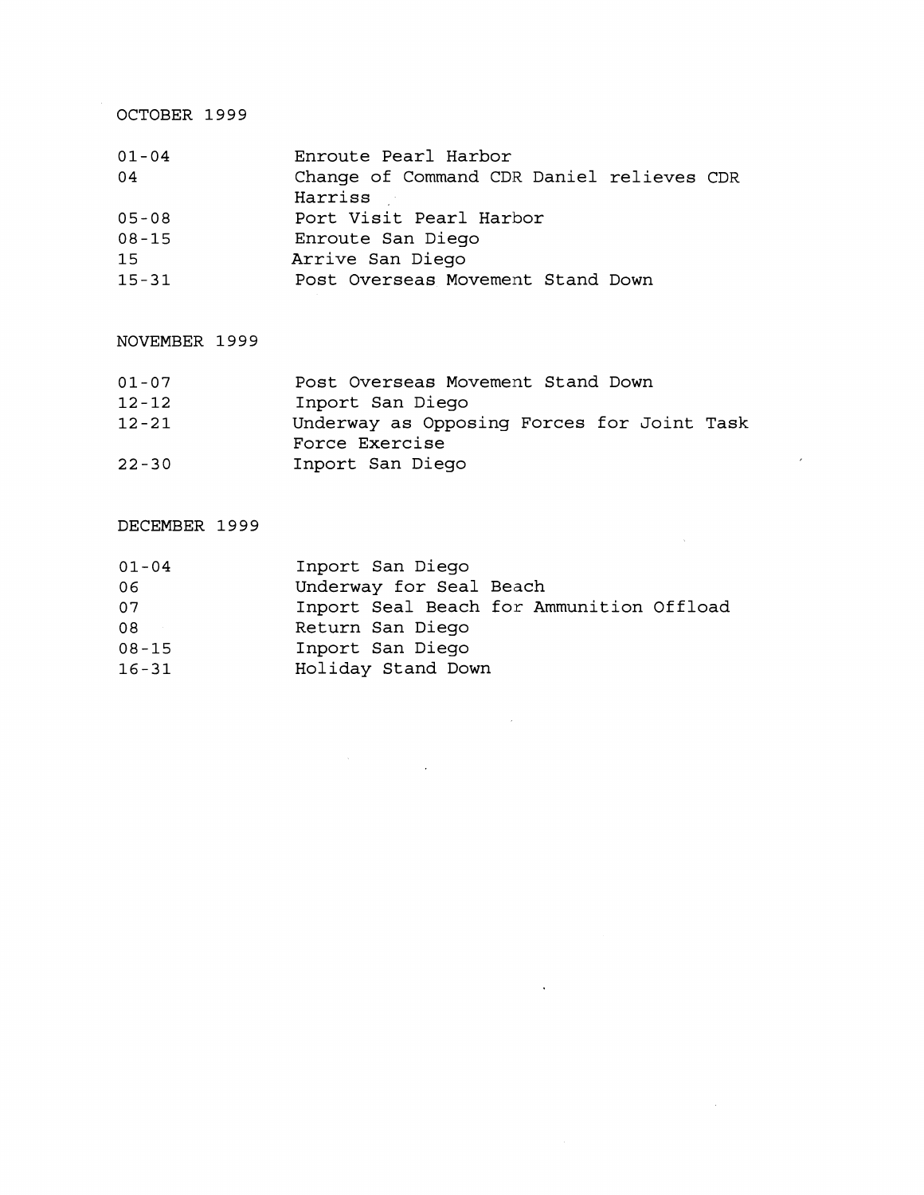## OCTOBER 1999

| | |
|---|---|
| 01-04 | Enroute Pearl Harbor |
| 04 | Change of Command CDR Daniel relieves CDR Harriss |
| 05-08 | Port Visit Pearl Harbor |
| 08-15 | Enroute San Diego |
| 15 | Arrive San Diego |
| 15-31 | Post Overseas Movement Stand Down |

## NOVEMBER 1999

| | |
|---|---|
| 01-07 | Post Overseas Movement Stand Down |
| 12-12 | Inport San Diego |
| 12-21 | Underway as Opposing Forces for Joint Task Force Exercise |
| 22-30 | Inport San Diego |

## DECEMBER 1999

| | |
|---|---|
| 01-04 | Inport San Diego |
| 06 | Underway for Seal Beach |
| 07 | Inport Seal Beach for Ammunition Offload |
| 08 | Return San Diego |
| 08-15 | Inport San Diego |
| 16-31 | Holiday Stand Down |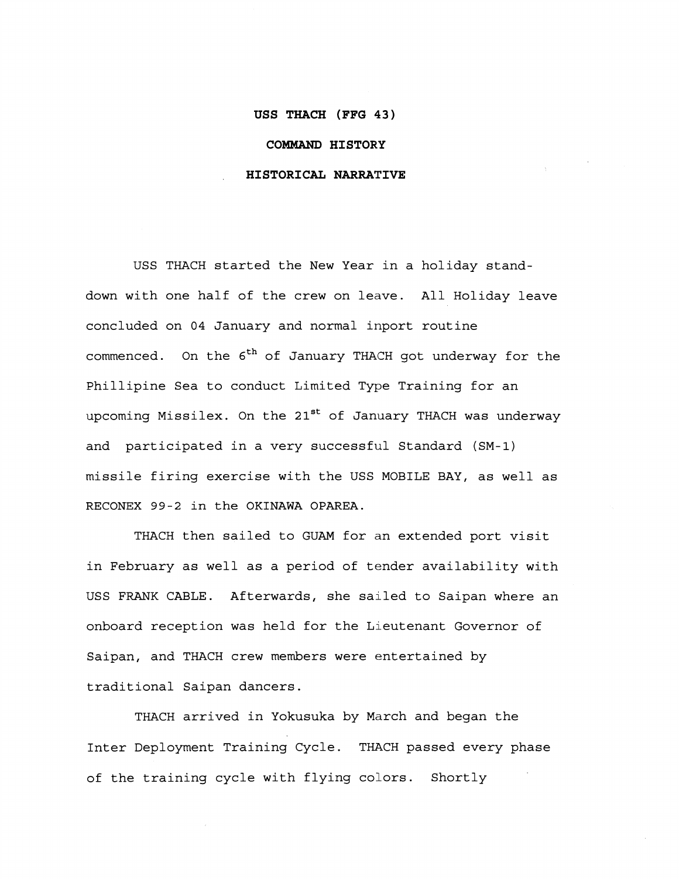# USS THACH (FFG 43)

## COMMAND HISTORY

## HISTORICAL NARRATIVE

USS THACH started the New Year in a holiday stand-down with one half of the crew on leave. All Holiday leave concluded on 04 January and normal inport routine commenced. On the 6th of January THACH got underway for the Phillipine Sea to conduct Limited Type Training for an upcoming Missilex. On the 21st of January THACH was underway and participated in a very successful Standard (SM-1) missile firing exercise with the USS MOBILE BAY, as well as RECONEX 99-2 in the OKINAWA OPAREA.

THACH then sailed to GUAM for an extended port visit in February as well as a period of tender availability with USS FRANK CABLE. Afterwards, she sailed to Saipan where an onboard reception was held for the Lieutenant Governor of Saipan, and THACH crew members were entertained by traditional Saipan dancers.

THACH arrived in Yokusuka by March and began the Inter Deployment Training Cycle. THACH passed every phase of the training cycle with flying colors. Shortly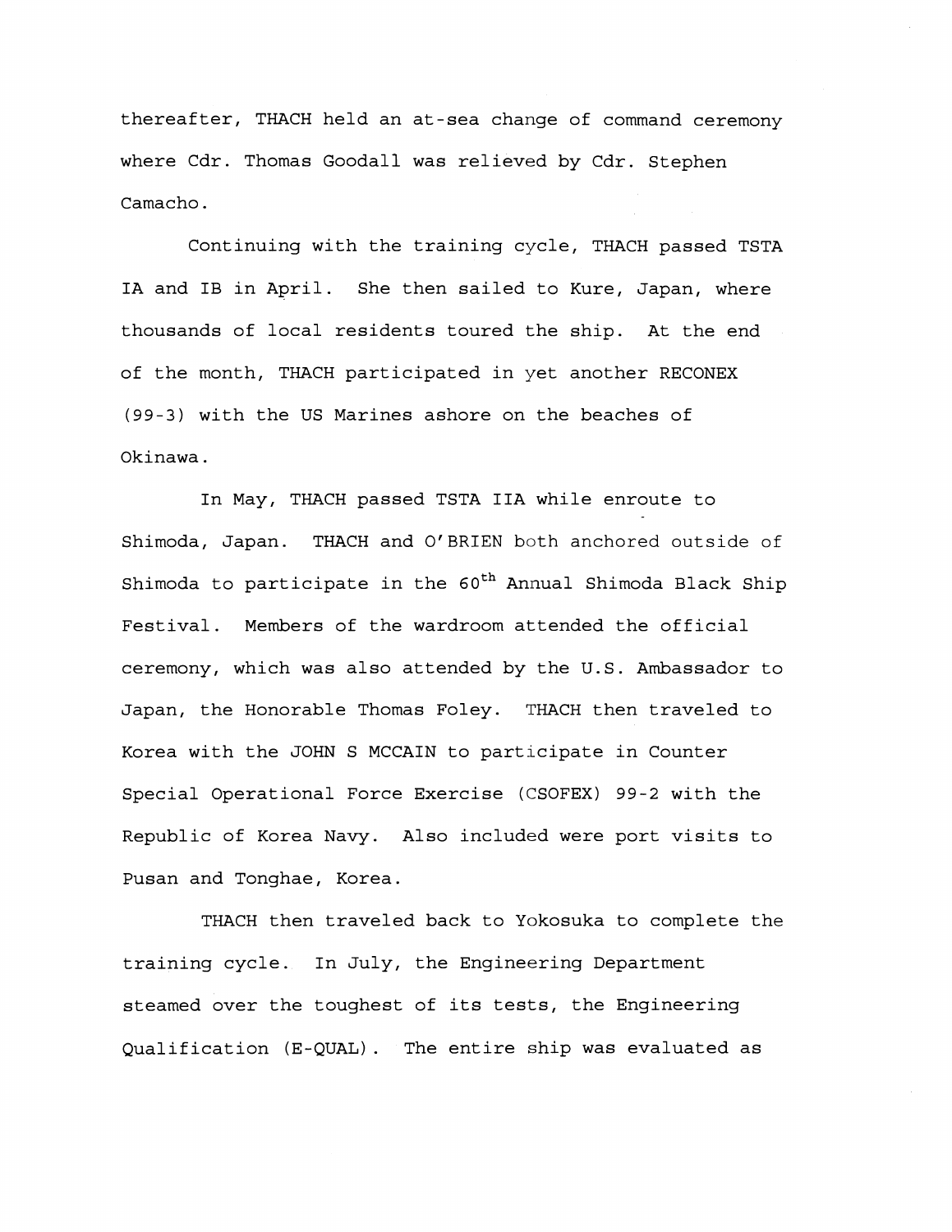thereafter, THACH held an at-sea change of command ceremony where Cdr. Thomas Goodall was relieved by Cdr. Stephen Camacho.

Continuing with the training cycle, THACH passed TSTA IA and IB in April. She then sailed to Kure, Japan, where thousands of local residents toured the ship. At the end of the month, THACH participated in yet another RECONEX (99-3) with the US Marines ashore on the beaches of Okinawa.

In May, THACH passed TSTA IIA while enroute to Shimoda, Japan. THACH and O'BRIEN both anchored outside of Shimoda to participate in the 60th Annual Shimoda Black Ship Festival. Members of the wardroom attended the official ceremony, which was also attended by the U.S. Ambassador to Japan, the Honorable Thomas Foley. THACH then traveled to Korea with the JOHN S MCCAIN to participate in Counter Special Operational Force Exercise (CSOFEX) 99-2 with the Republic of Korea Navy. Also included were port visits to Pusan and Tonghae, Korea.

THACH then traveled back to Yokosuka to complete the training cycle. In July, the Engineering Department steamed over the toughest of its tests, the Engineering Qualification (E-QUAL). The entire ship was evaluated as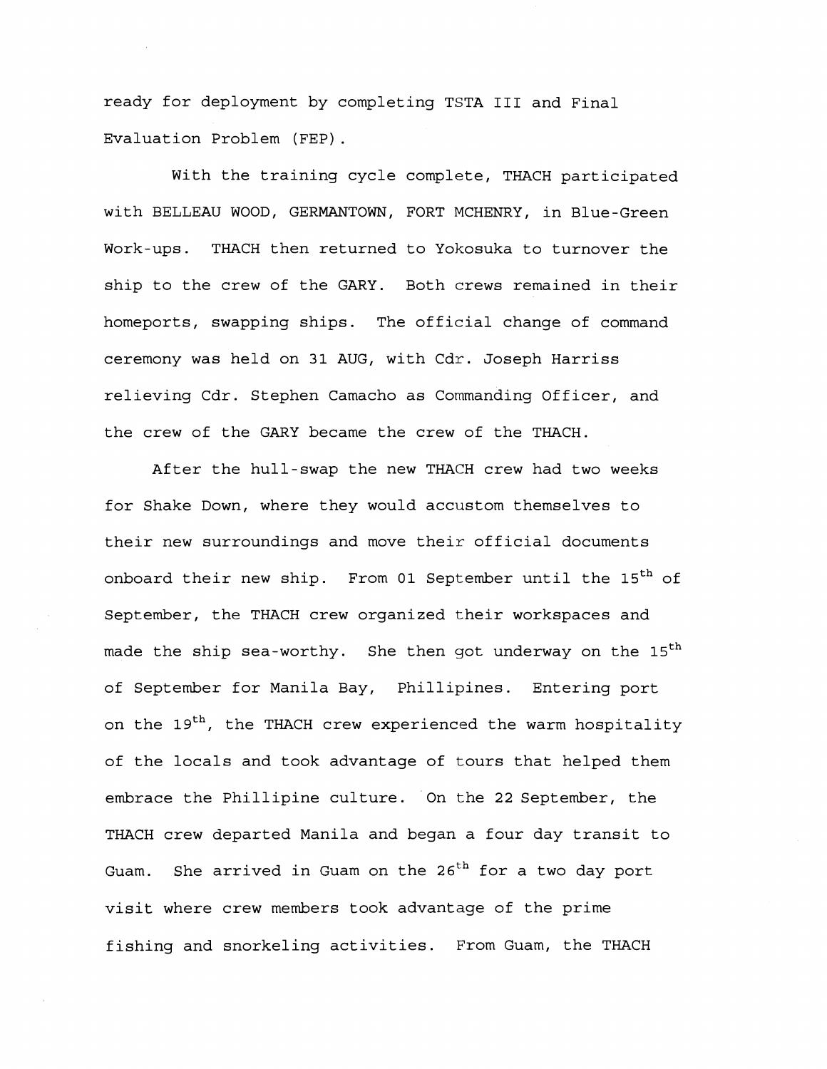ready for deployment by completing TSTA III and Final Evaluation Problem (FEP).

With the training cycle complete, THACH participated with BELLEAU WOOD, GERMANTOWN, FORT MCHENRY, in Blue-Green Work-ups. THACH then returned to Yokosuka to turnover the ship to the crew of the GARY. Both crews remained in their homeports, swapping ships. The official change of command ceremony was held on 31 AUG, with Cdr. Joseph Harriss relieving Cdr. Stephen Camacho as Commanding Officer, and the crew of the GARY became the crew of the THACH.

After the hull-swap the new THACH crew had two weeks for Shake Down, where they would accustom themselves to their new surroundings and move their official documents onboard their new ship. From 01 September until the 15th of September, the THACH crew organized their workspaces and made the ship sea-worthy. She then got underway on the 15th of September for Manila Bay, Phillipines. Entering port on the 19th, the THACH crew experienced the warm hospitality of the locals and took advantage of tours that helped them embrace the Phillipine culture. On the 22 September, the THACH crew departed Manila and began a four day transit to Guam. She arrived in Guam on the 26th for a two day port visit where crew members took advantage of the prime fishing and snorkeling activities. From Guam, the THACH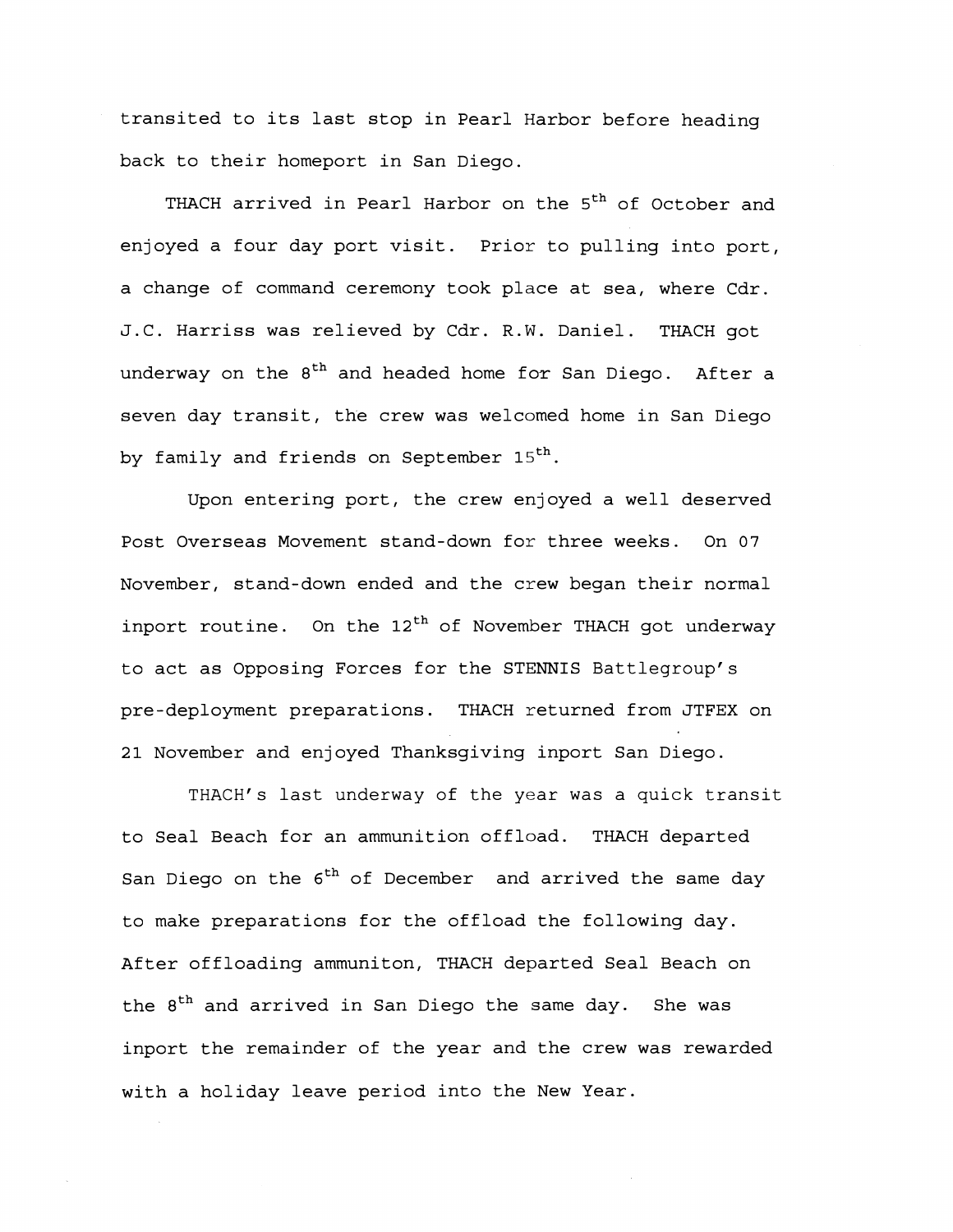transited to its last stop in Pearl Harbor before heading back to their homeport in San Diego.

THACH arrived in Pearl Harbor on the 5th of October and enjoyed a four day port visit. Prior to pulling into port, a change of command ceremony took place at sea, where Cdr. J.C. Harriss was relieved by Cdr. R.W. Daniel. THACH got underway on the 8th and headed home for San Diego. After a seven day transit, the crew was welcomed home in San Diego by family and friends on September 15th.

Upon entering port, the crew enjoyed a well deserved Post Overseas Movement stand-down for three weeks. On 07 November, stand-down ended and the crew began their normal inport routine. On the 12th of November THACH got underway to act as Opposing Forces for the STENNIS Battlegroup's pre-deployment preparations. THACH returned from JTFEX on 21 November and enjoyed Thanksgiving inport San Diego.

THACH's last underway of the year was a quick transit to Seal Beach for an ammunition offload. THACH departed San Diego on the 6th of December and arrived the same day to make preparations for the offload the following day. After offloading ammuniton, THACH departed Seal Beach on the 8th and arrived in San Diego the same day. She was inport the remainder of the year and the crew was rewarded with a holiday leave period into the New Year.